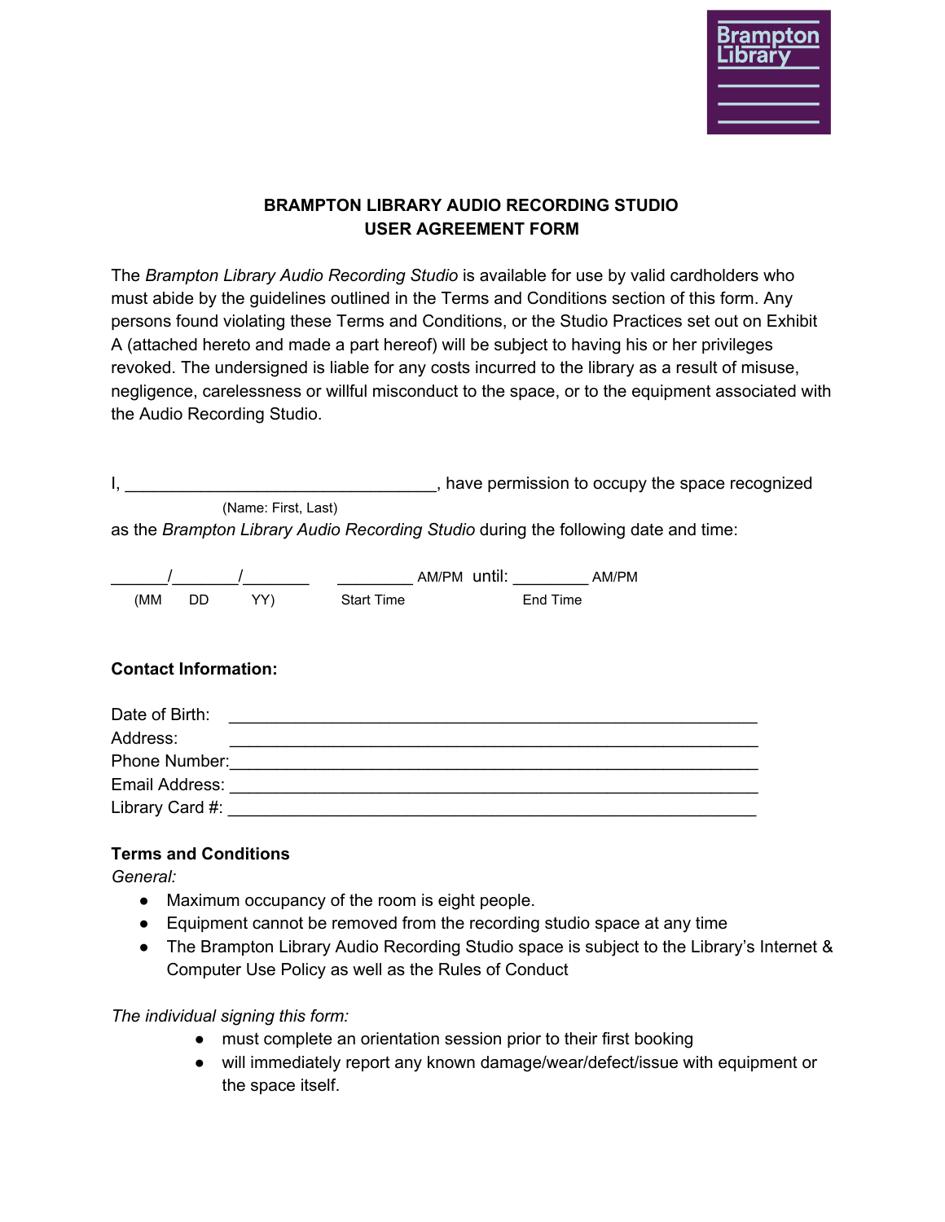# BRAMPTON LIBRARY AUDIO RECORDING STUDIO
# USER AGREEMENT FORM

The *Brampton Library Audio Recording Studio* is available for use by valid cardholders who must abide by the guidelines outlined in the Terms and Conditions section of this form. Any persons found violating these Terms and Conditions, or the Studio Practices set out on Exhibit A (attached hereto and made a part hereof) will be subject to having his or her privileges revoked. The undersigned is liable for any costs incurred to the library as a result of misuse, negligence, carelessness or willful misconduct to the space, or to the equipment associated with the Audio Recording Studio.

I, ________________________________, have permission to occupy the space recognized
(Name: First, Last)
as the *Brampton Library Audio Recording Studio* during the following date and time:

______/_______/_______ ________ AM/PM until: ________ AM/PM
(MM DD YY) Start Time End Time

**Contact Information:**

Date of Birth: ________________________________________________________
Address: ________________________________________________________
Phone Number: ________________________________________________________
Email Address: ________________________________________________________
Library Card #: ________________________________________________________

**Terms and Conditions**

*General:*

- Maximum occupancy of the room is eight people.
- Equipment cannot be removed from the recording studio space at any time
- The Brampton Library Audio Recording Studio space is subject to the Library's Internet & Computer Use Policy as well as the Rules of Conduct

*The individual signing this form:*

- must complete an orientation session prior to their first booking
- will immediately report any known damage/wear/defect/issue with equipment or the space itself.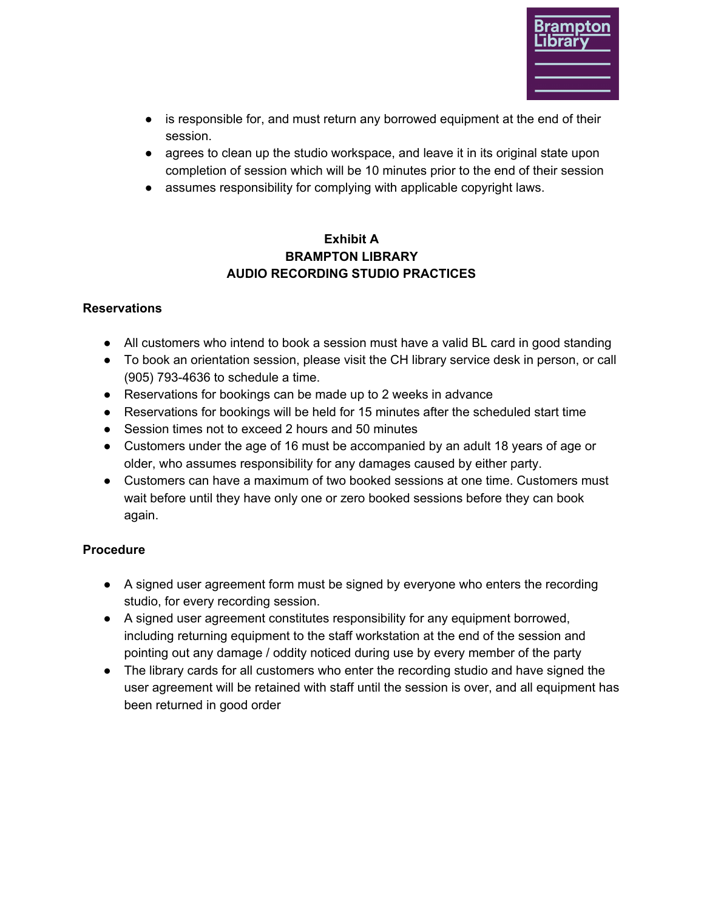- is responsible for, and must return any borrowed equipment at the end of their session.
- agrees to clean up the studio workspace, and leave it in its original state upon completion of session which will be 10 minutes prior to the end of their session
- assumes responsibility for complying with applicable copyright laws.

**Exhibit A**
**BRAMPTON LIBRARY**
**AUDIO RECORDING STUDIO PRACTICES**

**Reservations**

- All customers who intend to book a session must have a valid BL card in good standing
- To book an orientation session, please visit the CH library service desk in person, or call (905) 793-4636 to schedule a time.
- Reservations for bookings can be made up to 2 weeks in advance
- Reservations for bookings will be held for 15 minutes after the scheduled start time
- Session times not to exceed 2 hours and 50 minutes
- Customers under the age of 16 must be accompanied by an adult 18 years of age or older, who assumes responsibility for any damages caused by either party.
- Customers can have a maximum of two booked sessions at one time. Customers must wait before until they have only one or zero booked sessions before they can book again.

**Procedure**

- A signed user agreement form must be signed by everyone who enters the recording studio, for every recording session.
- A signed user agreement constitutes responsibility for any equipment borrowed, including returning equipment to the staff workstation at the end of the session and pointing out any damage / oddity noticed during use by every member of the party
- The library cards for all customers who enter the recording studio and have signed the user agreement will be retained with staff until the session is over, and all equipment has been returned in good order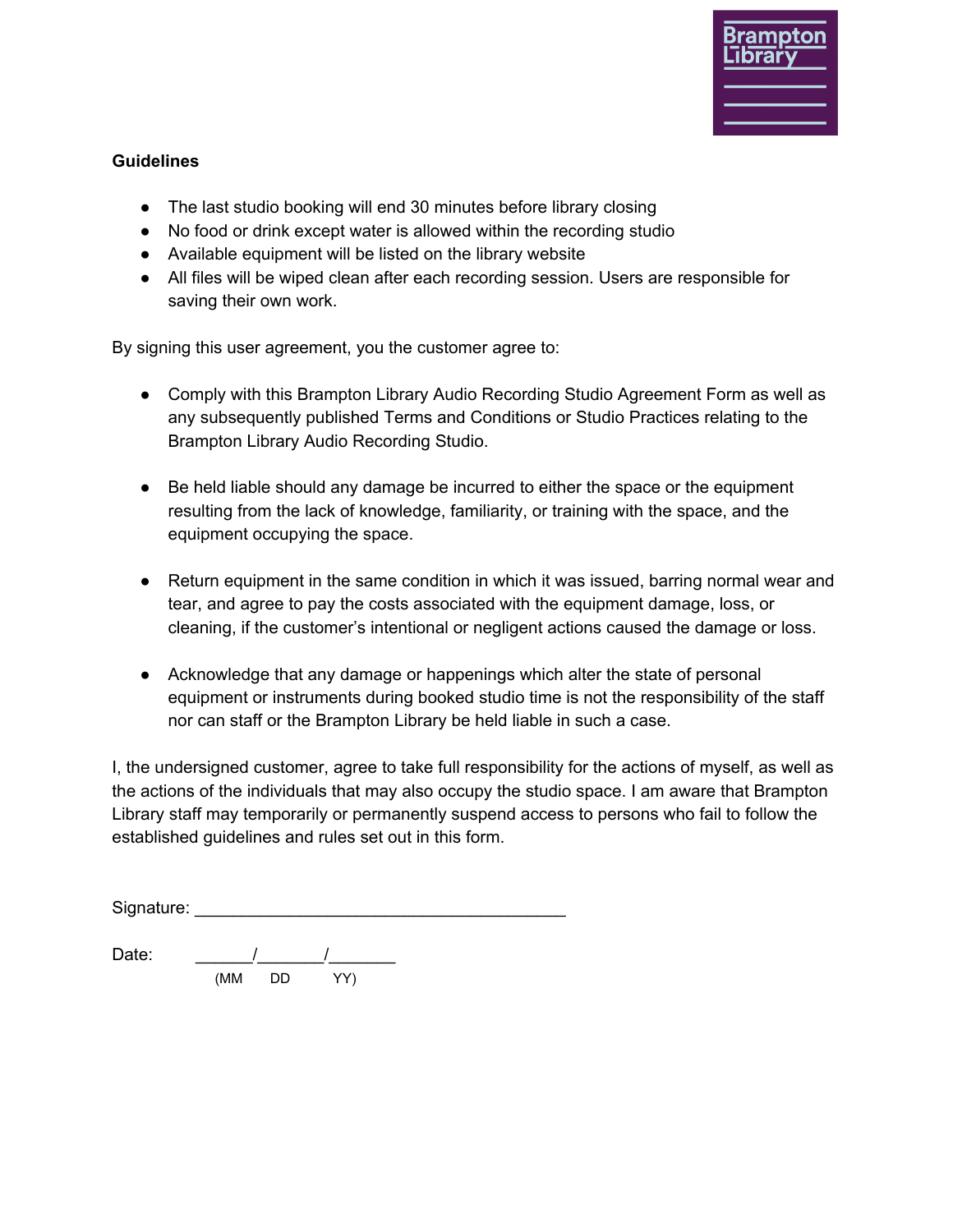**Guidelines**

- The last studio booking will end 30 minutes before library closing
- No food or drink except water is allowed within the recording studio
- Available equipment will be listed on the library website
- All files will be wiped clean after each recording session. Users are responsible for saving their own work.

By signing this user agreement, you the customer agree to:

- Comply with this Brampton Library Audio Recording Studio Agreement Form as well as any subsequently published Terms and Conditions or Studio Practices relating to the Brampton Library Audio Recording Studio.

- Be held liable should any damage be incurred to either the space or the equipment resulting from the lack of knowledge, familiarity, or training with the space, and the equipment occupying the space.

- Return equipment in the same condition in which it was issued, barring normal wear and tear, and agree to pay the costs associated with the equipment damage, loss, or cleaning, if the customer's intentional or negligent actions caused the damage or loss.

- Acknowledge that any damage or happenings which alter the state of personal equipment or instruments during booked studio time is not the responsibility of the staff nor can staff or the Brampton Library be held liable in such a case.

I, the undersigned customer, agree to take full responsibility for the actions of myself, as well as the actions of the individuals that may also occupy the studio space. I am aware that Brampton Library staff may temporarily or permanently suspend access to persons who fail to follow the established guidelines and rules set out in this form.

Signature: ________________________________________

Date: ______/_______/_______
(MM DD YY)